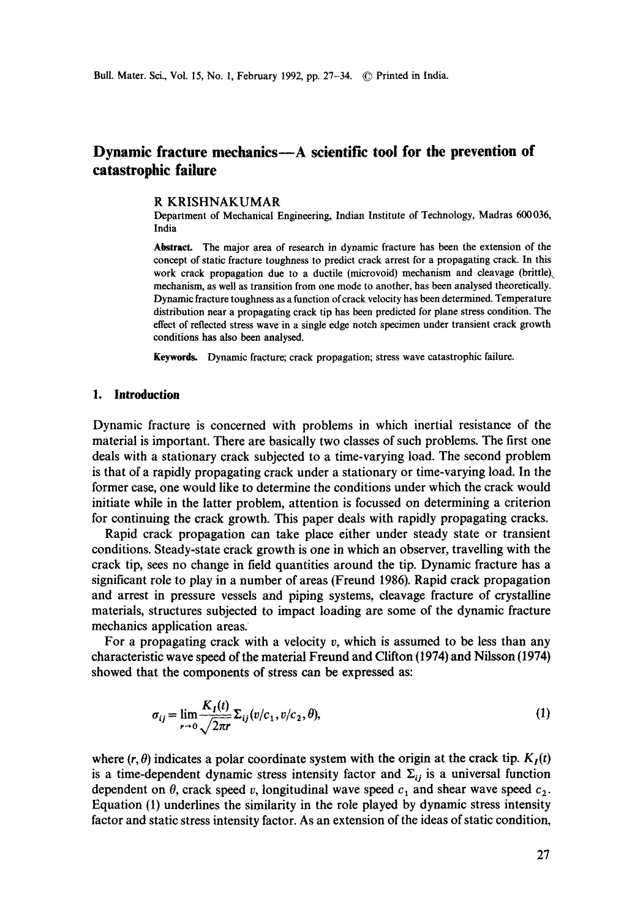# Dynamic fracture mechanics—A scientific tool for the prevention of catastrophic failure

R KRISHNAKUMAR

Department of Mechanical Engineering, Indian Institute of Technology, Madras 600 036, India

**Abstract.** The major area of research in dynamic fracture has been the extension of the concept of static fracture toughness to predict crack arrest for a propagating crack. In this work crack propagation due to a ductile (microvoid) mechanism and cleavage (brittle) mechanism, as well as transition from one mode to another, has been analysed theoretically. Dynamic fracture toughness as a function of crack velocity has been determined. Temperature distribution near a propagating crack tip has been predicted for plane stress condition. The effect of reflected stress wave in a single edge notch specimen under transient crack growth conditions has also been analysed.

**Keywords.** Dynamic fracture; crack propagation; stress wave catastrophic failure.

## 1. Introduction

Dynamic fracture is concerned with problems in which inertial resistance of the material is important. There are basically two classes of such problems. The first one deals with a stationary crack subjected to a time-varying load. The second problem is that of a rapidly propagating crack under a stationary or time-varying load. In the former case, one would like to determine the conditions under which the crack would initiate while in the latter problem, attention is focussed on determining a criterion for continuing the crack growth. This paper deals with rapidly propagating cracks.

Rapid crack propagation can take place either under steady state or transient conditions. Steady-state crack growth is one in which an observer, travelling with the crack tip, sees no change in field quantities around the tip. Dynamic fracture has a significant role to play in a number of areas (Freund 1986). Rapid crack propagation and arrest in pressure vessels and piping systems, cleavage fracture of crystalline materials, structures subjected to impact loading are some of the dynamic fracture mechanics application areas.

For a propagating crack with a velocity $v$, which is assumed to be less than any characteristic wave speed of the material Freund and Clifton (1974) and Nilsson (1974) showed that the components of stress can be expressed as:

$$\sigma_{ij} = \lim_{r \to 0} \frac{K_I(t)}{\sqrt{2\pi r}} \Sigma_{ij}(v/c_1, v/c_2, \theta), \tag{1}$$

where $(r, \theta)$ indicates a polar coordinate system with the origin at the crack tip. $K_I(t)$ is a time-dependent dynamic stress intensity factor and $\Sigma_{ij}$ is a universal function dependent on $\theta$, crack speed $v$, longitudinal wave speed $c_1$ and shear wave speed $c_2$. Equation (1) underlines the similarity in the role played by dynamic stress intensity factor and static stress intensity factor. As an extension of the ideas of static condition,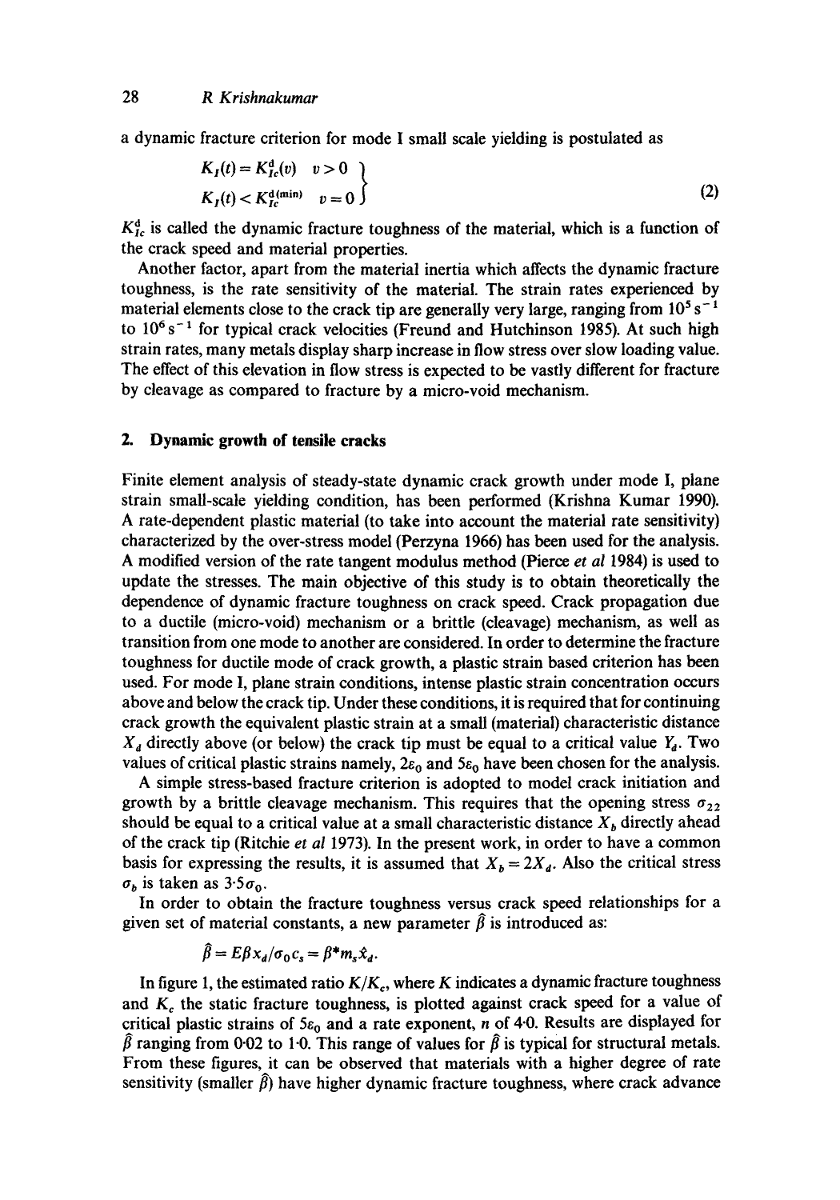a dynamic fracture criterion for mode I small scale yielding is postulated as

$$\left.\begin{aligned} K_I(t) &= K_{Ic}^{d}(v) \quad v > 0 \\ K_I(t) &< K_{Ic}^{d(\min)} \quad v = 0 \end{aligned}\right\} \tag{2}$$

$K_{Ic}^{d}$ is called the dynamic fracture toughness of the material, which is a function of the crack speed and material properties.

Another factor, apart from the material inertia which affects the dynamic fracture toughness, is the rate sensitivity of the material. The strain rates experienced by material elements close to the crack tip are generally very large, ranging from $10^5\,\mathrm{s}^{-1}$ to $10^6\,\mathrm{s}^{-1}$ for typical crack velocities (Freund and Hutchinson 1985). At such high strain rates, many metals display sharp increase in flow stress over slow loading value. The effect of this elevation in flow stress is expected to be vastly different for fracture by cleavage as compared to fracture by a micro-void mechanism.

## 2. Dynamic growth of tensile cracks

Finite element analysis of steady-state dynamic crack growth under mode I, plane strain small-scale yielding condition, has been performed (Krishna Kumar 1990). A rate-dependent plastic material (to take into account the material rate sensitivity) characterized by the over-stress model (Perzyna 1966) has been used for the analysis. A modified version of the rate tangent modulus method (Pierce *et al* 1984) is used to update the stresses. The main objective of this study is to obtain theoretically the dependence of dynamic fracture toughness on crack speed. Crack propagation due to a ductile (micro-void) mechanism or a brittle (cleavage) mechanism, as well as transition from one mode to another are considered. In order to determine the fracture toughness for ductile mode of crack growth, a plastic strain based criterion has been used. For mode I, plane strain conditions, intense plastic strain concentration occurs above and below the crack tip. Under these conditions, it is required that for continuing crack growth the equivalent plastic strain at a small (material) characteristic distance $X_d$ directly above (or below) the crack tip must be equal to a critical value $Y_d$. Two values of critical plastic strains namely, $2\varepsilon_0$ and $5\varepsilon_0$ have been chosen for the analysis.

A simple stress-based fracture criterion is adopted to model crack initiation and growth by a brittle cleavage mechanism. This requires that the opening stress $\sigma_{22}$ should be equal to a critical value at a small characteristic distance $X_b$ directly ahead of the crack tip (Ritchie *et al* 1973). In the present work, in order to have a common basis for expressing the results, it is assumed that $X_b = 2X_d$. Also the critical stress $\sigma_b$ is taken as $3{\cdot}5\sigma_0$.

In order to obtain the fracture toughness versus crack speed relationships for a given set of material constants, a new parameter $\hat{\beta}$ is introduced as:

$$\hat{\beta} = E\beta x_d/\sigma_0 c_s = \beta^* m_s \hat{x}_d.$$

In figure 1, the estimated ratio $K/K_c$, where $K$ indicates a dynamic fracture toughness and $K_c$ the static fracture toughness, is plotted against crack speed for a value of critical plastic strains of $5\varepsilon_0$ and a rate exponent, $n$ of 4·0. Results are displayed for $\hat{\beta}$ ranging from 0·02 to 1·0. This range of values for $\hat{\beta}$ is typical for structural metals. From these figures, it can be observed that materials with a higher degree of rate sensitivity (smaller $\hat{\beta}$) have higher dynamic fracture toughness, where crack advance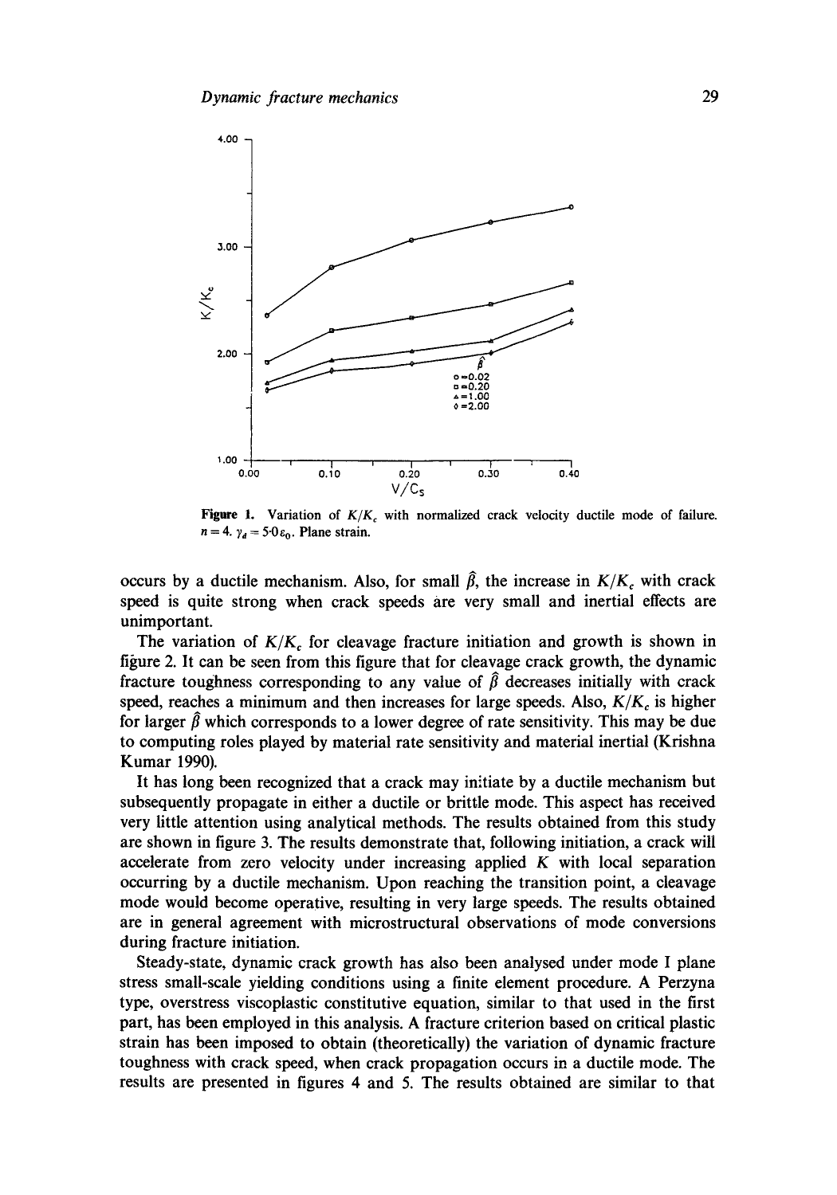**Figure 1.** Variation of $K/K_c$ with normalized crack velocity ductile mode of failure. $n = 4$. $\gamma_d = 5{\cdot}0\varepsilon_0$. Plane strain.

occurs by a ductile mechanism. Also, for small $\hat{\beta}$, the increase in $K/K_c$ with crack speed is quite strong when crack speeds are very small and inertial effects are unimportant.

The variation of $K/K_c$ for cleavage fracture initiation and growth is shown in figure 2. It can be seen from this figure that for cleavage crack growth, the dynamic fracture toughness corresponding to any value of $\hat{\beta}$ decreases initially with crack speed, reaches a minimum and then increases for large speeds. Also, $K/K_c$ is higher for larger $\hat{\beta}$ which corresponds to a lower degree of rate sensitivity. This may be due to computing roles played by material rate sensitivity and material inertial (Krishna Kumar 1990).

It has long been recognized that a crack may initiate by a ductile mechanism but subsequently propagate in either a ductile or brittle mode. This aspect has received very little attention using analytical methods. The results obtained from this study are shown in figure 3. The results demonstrate that, following initiation, a crack will accelerate from zero velocity under increasing applied $K$ with local separation occurring by a ductile mechanism. Upon reaching the transition point, a cleavage mode would become operative, resulting in very large speeds. The results obtained are in general agreement with microstructural observations of mode conversions during fracture initiation.

Steady-state, dynamic crack growth has also been analysed under mode I plane stress small-scale yielding conditions using a finite element procedure. A Perzyna type, overstress viscoplastic constitutive equation, similar to that used in the first part, has been employed in this analysis. A fracture criterion based on critical plastic strain has been imposed to obtain (theoretically) the variation of dynamic fracture toughness with crack speed, when crack propagation occurs in a ductile mode. The results are presented in figures 4 and 5. The results obtained are similar to that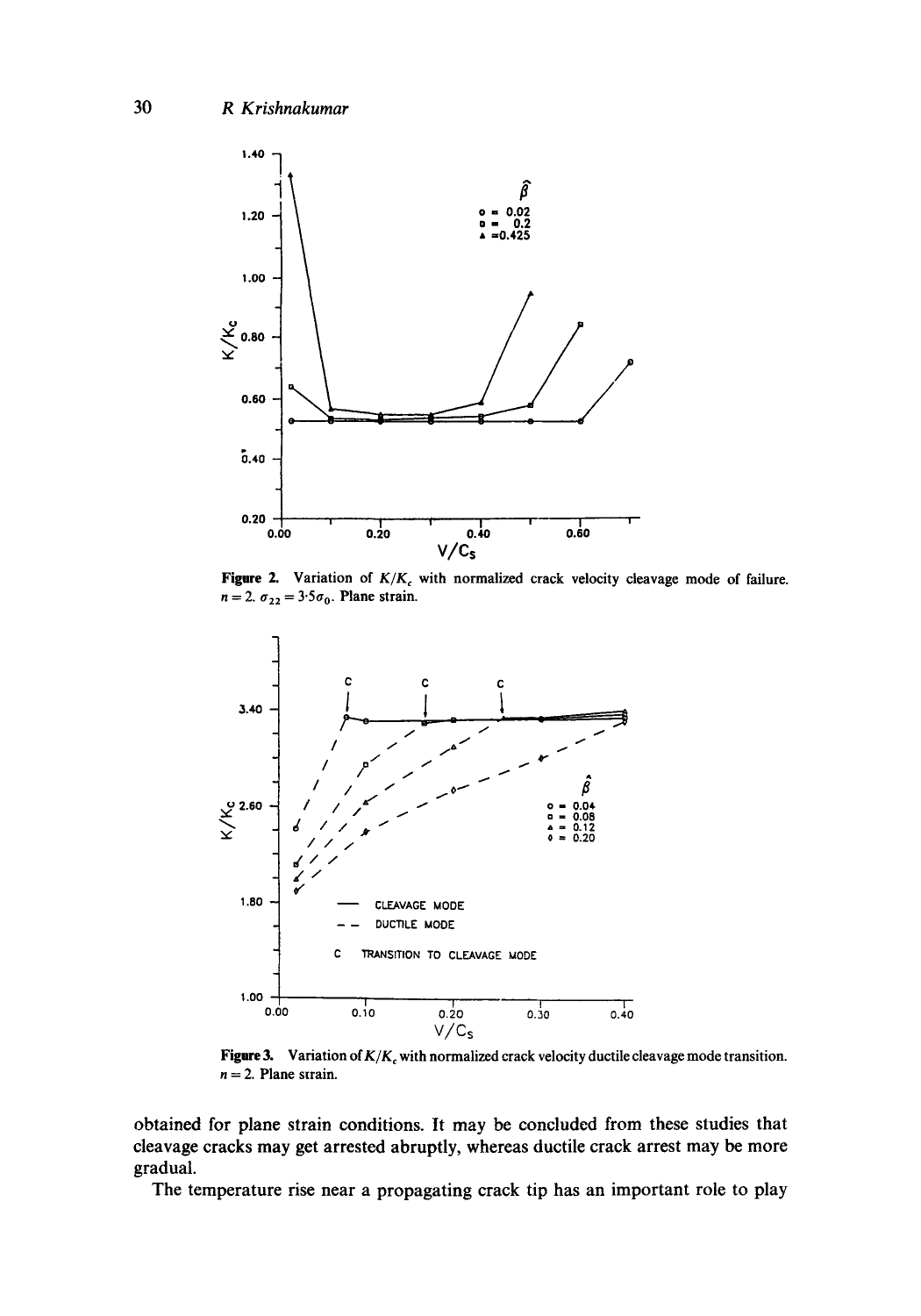**Figure 2.** Variation of $K/K_c$ with normalized crack velocity cleavage mode of failure. $n = 2$. $\sigma_{22} = 3{\cdot}5\sigma_0$. Plane strain.

**Figure 3.** Variation of $K/K_c$ with normalized crack velocity ductile cleavage mode transition. $n = 2$. Plane strain.

obtained for plane strain conditions. It may be concluded from these studies that cleavage cracks may get arrested abruptly, whereas ductile crack arrest may be more gradual.

The temperature rise near a propagating crack tip has an important role to play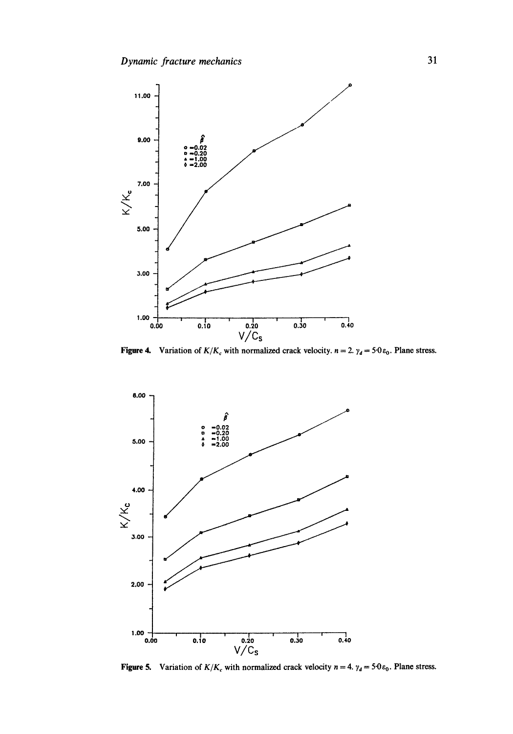Figure 4. Variation of $K/K_c$ with normalized crack velocity. $n = 2$. $\gamma_d = 5{\cdot}0\,\varepsilon_0$. Plane stress.

Figure 5. Variation of $K/K_c$ with normalized crack velocity $n = 4$. $\gamma_d = 5{\cdot}0\,\varepsilon_0$. Plane stress.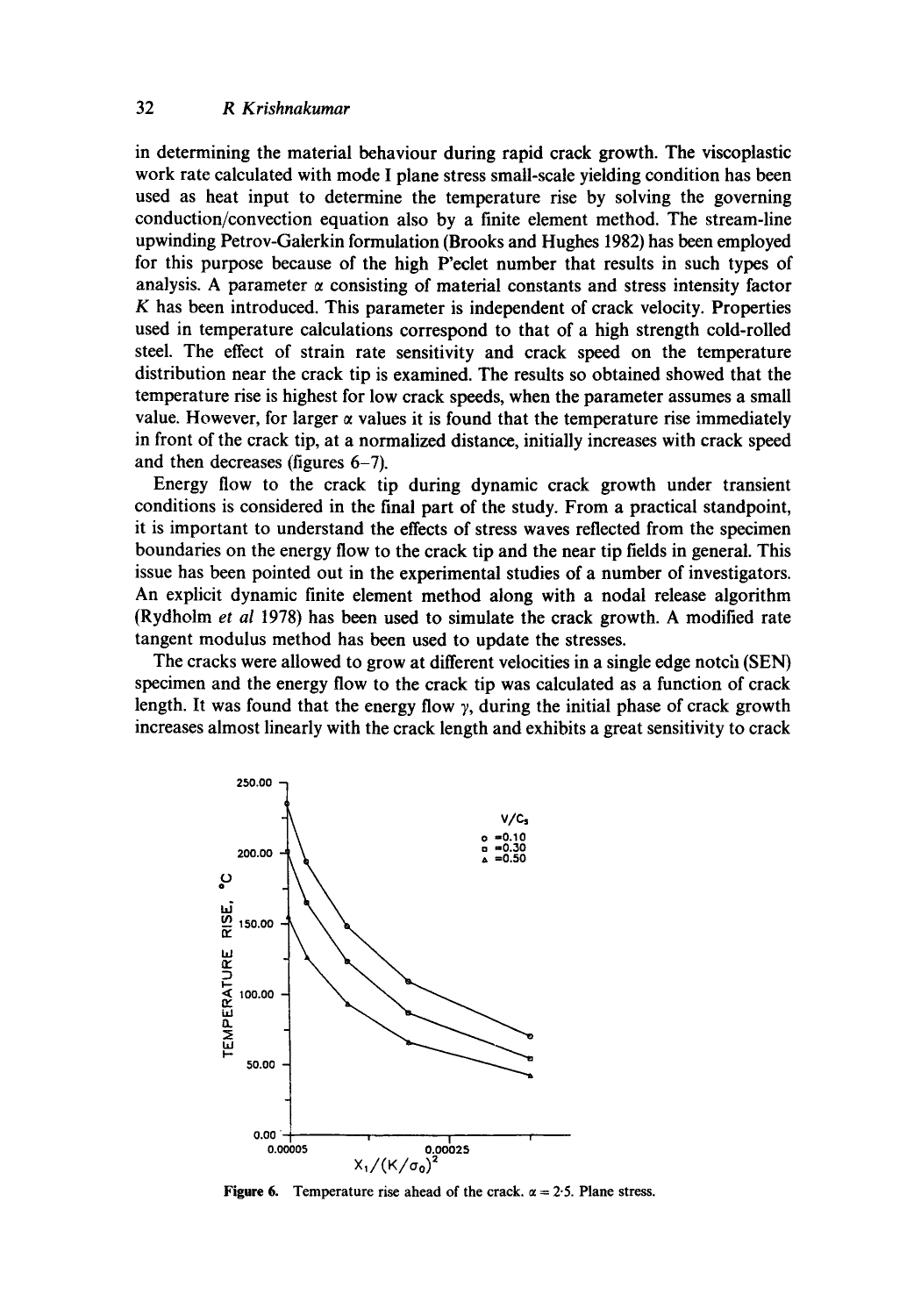in determining the material behaviour during rapid crack growth. The viscoplastic work rate calculated with mode I plane stress small-scale yielding condition has been used as heat input to determine the temperature rise by solving the governing conduction/convection equation also by a finite element method. The stream-line upwinding Petrov-Galerkin formulation (Brooks and Hughes 1982) has been employed for this purpose because of the high P'eclet number that results in such types of analysis. A parameter $\alpha$ consisting of material constants and stress intensity factor $K$ has been introduced. This parameter is independent of crack velocity. Properties used in temperature calculations correspond to that of a high strength cold-rolled steel. The effect of strain rate sensitivity and crack speed on the temperature distribution near the crack tip is examined. The results so obtained showed that the temperature rise is highest for low crack speeds, when the parameter assumes a small value. However, for larger $\alpha$ values it is found that the temperature rise immediately in front of the crack tip, at a normalized distance, initially increases with crack speed and then decreases (figures 6–7).

Energy flow to the crack tip during dynamic crack growth under transient conditions is considered in the final part of the study. From a practical standpoint, it is important to understand the effects of stress waves reflected from the specimen boundaries on the energy flow to the crack tip and the near tip fields in general. This issue has been pointed out in the experimental studies of a number of investigators. An explicit dynamic finite element method along with a nodal release algorithm (Rydholm *et al* 1978) has been used to simulate the crack growth. A modified rate tangent modulus method has been used to update the stresses.

The cracks were allowed to grow at different velocities in a single edge notch (SEN) specimen and the energy flow to the crack tip was calculated as a function of crack length. It was found that the energy flow $\gamma$, during the initial phase of crack growth increases almost linearly with the crack length and exhibits a great sensitivity to crack

**Figure 6.** Temperature rise ahead of the crack. $\alpha = 2{\cdot}5$. Plane stress.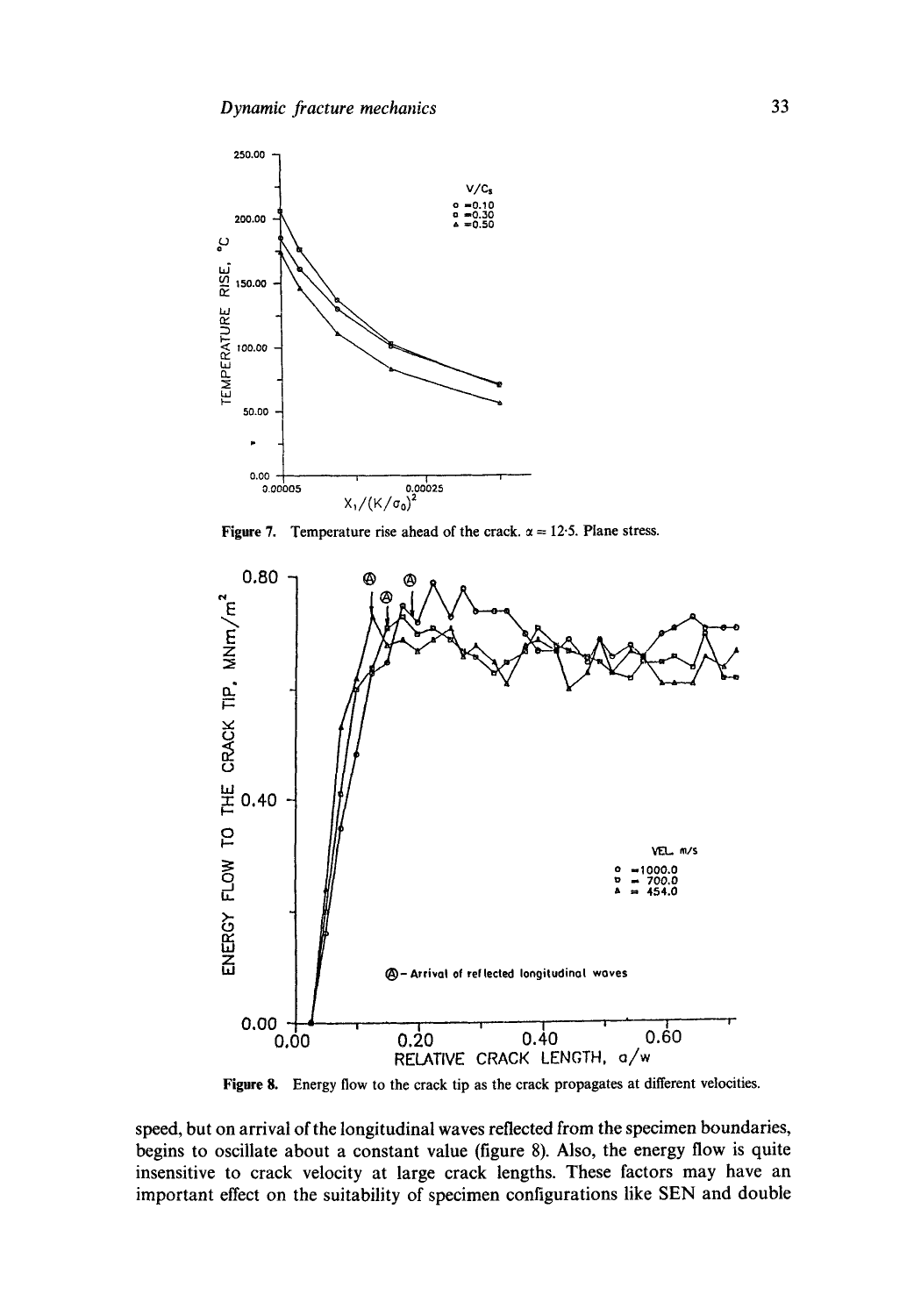Figure 7. Temperature rise ahead of the crack. $\alpha = 12{\cdot}5$. Plane stress.

Figure 8. Energy flow to the crack tip as the crack propagates at different velocities.

speed, but on arrival of the longitudinal waves reflected from the specimen boundaries, begins to oscillate about a constant value (figure 8). Also, the energy flow is quite insensitive to crack velocity at large crack lengths. These factors may have an important effect on the suitability of specimen configurations like SEN and double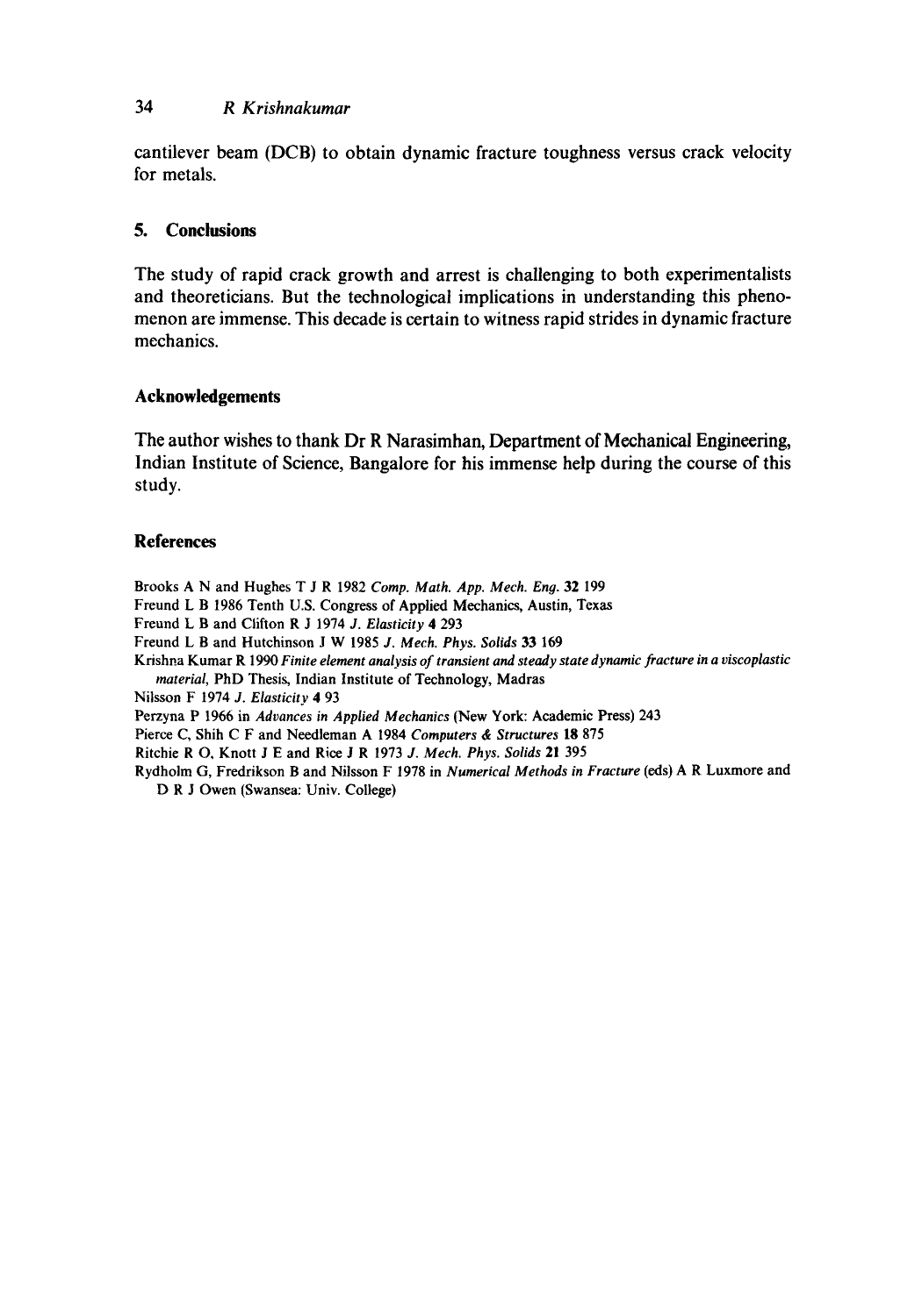cantilever beam (DCB) to obtain dynamic fracture toughness versus crack velocity for metals.

## 5. Conclusions

The study of rapid crack growth and arrest is challenging to both experimentalists and theoreticians. But the technological implications in understanding this phenomenon are immense. This decade is certain to witness rapid strides in dynamic fracture mechanics.

## Acknowledgements

The author wishes to thank Dr R Narasimhan, Department of Mechanical Engineering, Indian Institute of Science, Bangalore for his immense help during the course of this study.

## References

Brooks A N and Hughes T J R 1982 *Comp. Math. App. Mech. Eng.* **32** 199

Freund L B 1986 Tenth U.S. Congress of Applied Mechanics, Austin, Texas

Freund L B and Clifton R J 1974 *J. Elasticity* **4** 293

Freund L B and Hutchinson J W 1985 *J. Mech. Phys. Solids* **33** 169

Krishna Kumar R 1990 *Finite element analysis of transient and steady state dynamic fracture in a viscoplastic material*, PhD Thesis, Indian Institute of Technology, Madras

Nilsson F 1974 *J. Elasticity* **4** 93

Perzyna P 1966 in *Advances in Applied Mechanics* (New York: Academic Press) 243

Pierce C, Shih C F and Needleman A 1984 *Computers & Structures* **18** 875

Ritchie R O, Knott J E and Rice J R 1973 *J. Mech. Phys. Solids* **21** 395

Rydholm G, Fredrikson B and Nilsson F 1978 in *Numerical Methods in Fracture* (eds) A R Luxmore and D R J Owen (Swansea: Univ. College)